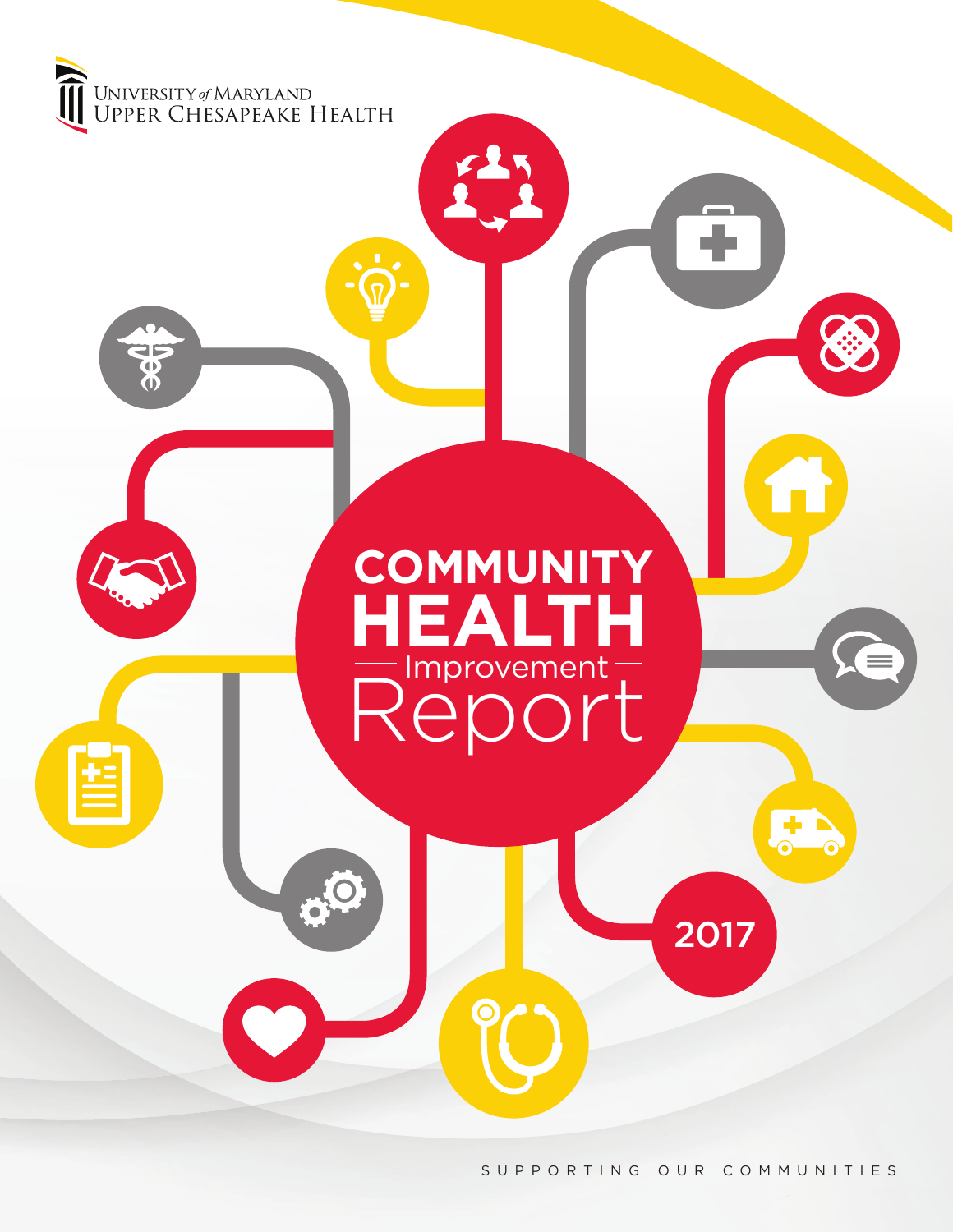University of Maryland Upper Chesapeake Health

# COMMUNITY HEALTH Improvement Report

2017

SUPPORTING OUR COMMUNITIES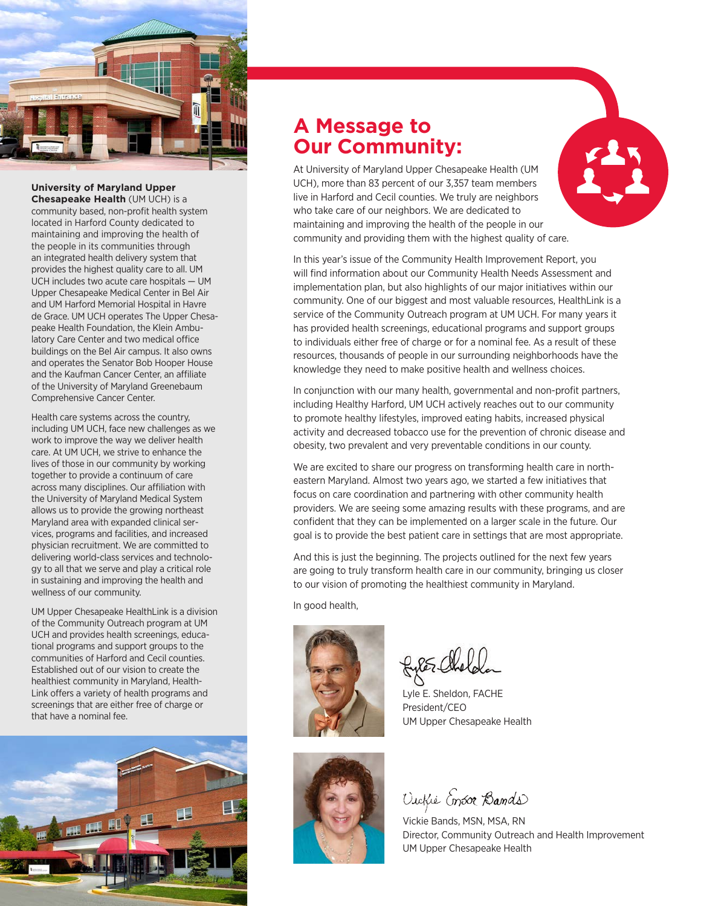# A Message to Our Community:

At University of Maryland Upper Chesapeake Health (UM UCH), more than 83 percent of our 3,357 team members live in Harford and Cecil counties. We truly are neighbors who take care of our neighbors. We are dedicated to maintaining and improving the health of the people in our community and providing them with the highest quality of care.

In this year's issue of the Community Health Improvement Report, you will find information about our Community Health Needs Assessment and implementation plan, but also highlights of our major initiatives within our community. One of our biggest and most valuable resources, HealthLink is a service of the Community Outreach program at UM UCH. For many years it has provided health screenings, educational programs and support groups to individuals either free of charge or for a nominal fee. As a result of these resources, thousands of people in our surrounding neighborhoods have the knowledge they need to make positive health and wellness choices.

In conjunction with our many health, governmental and non-profit partners, including Healthy Harford, UM UCH actively reaches out to our community to promote healthy lifestyles, improved eating habits, increased physical activity and decreased tobacco use for the prevention of chronic disease and obesity, two prevalent and very preventable conditions in our county.

We are excited to share our progress on transforming health care in north-eastern Maryland. Almost two years ago, we started a few initiatives that focus on care coordination and partnering with other community health providers. We are seeing some amazing results with these programs, and are confident that they can be implemented on a larger scale in the future. Our goal is to provide the best patient care in settings that are most appropriate.

And this is just the beginning. The projects outlined for the next few years are going to truly transform health care in our community, bringing us closer to our vision of promoting the healthiest community in Maryland.

In good health,

Lyle E. Sheldon, FACHE
President/CEO
UM Upper Chesapeake Health

Vickie Bands, MSN, MSA, RN
Director, Community Outreach and Health Improvement
UM Upper Chesapeake Health

**University of Maryland Upper Chesapeake Health** (UM UCH) is a community based, non-profit health system located in Harford County dedicated to maintaining and improving the health of the people in its communities through an integrated health delivery system that provides the highest quality care to all. UM UCH includes two acute care hospitals — UM Upper Chesapeake Medical Center in Bel Air and UM Harford Memorial Hospital in Havre de Grace. UM UCH operates The Upper Chesapeake Health Foundation, the Klein Ambulatory Care Center and two medical office buildings on the Bel Air campus. It also owns and operates the Senator Bob Hooper House and the Kaufman Cancer Center, an affiliate of the University of Maryland Greenebaum Comprehensive Cancer Center.

Health care systems across the country, including UM UCH, face new challenges as we work to improve the way we deliver health care. At UM UCH, we strive to enhance the lives of those in our community by working together to provide a continuum of care across many disciplines. Our affiliation with the University of Maryland Medical System allows us to provide the growing northeast Maryland area with expanded clinical services, programs and facilities, and increased physician recruitment. We are committed to delivering world-class services and technology to all that we serve and play a critical role in sustaining and improving the health and wellness of our community.

UM Upper Chesapeake HealthLink is a division of the Community Outreach program at UM UCH and provides health screenings, educational programs and support groups to the communities of Harford and Cecil counties. Established out of our vision to create the healthiest community in Maryland, HealthLink offers a variety of health programs and screenings that are either free of charge or that have a nominal fee.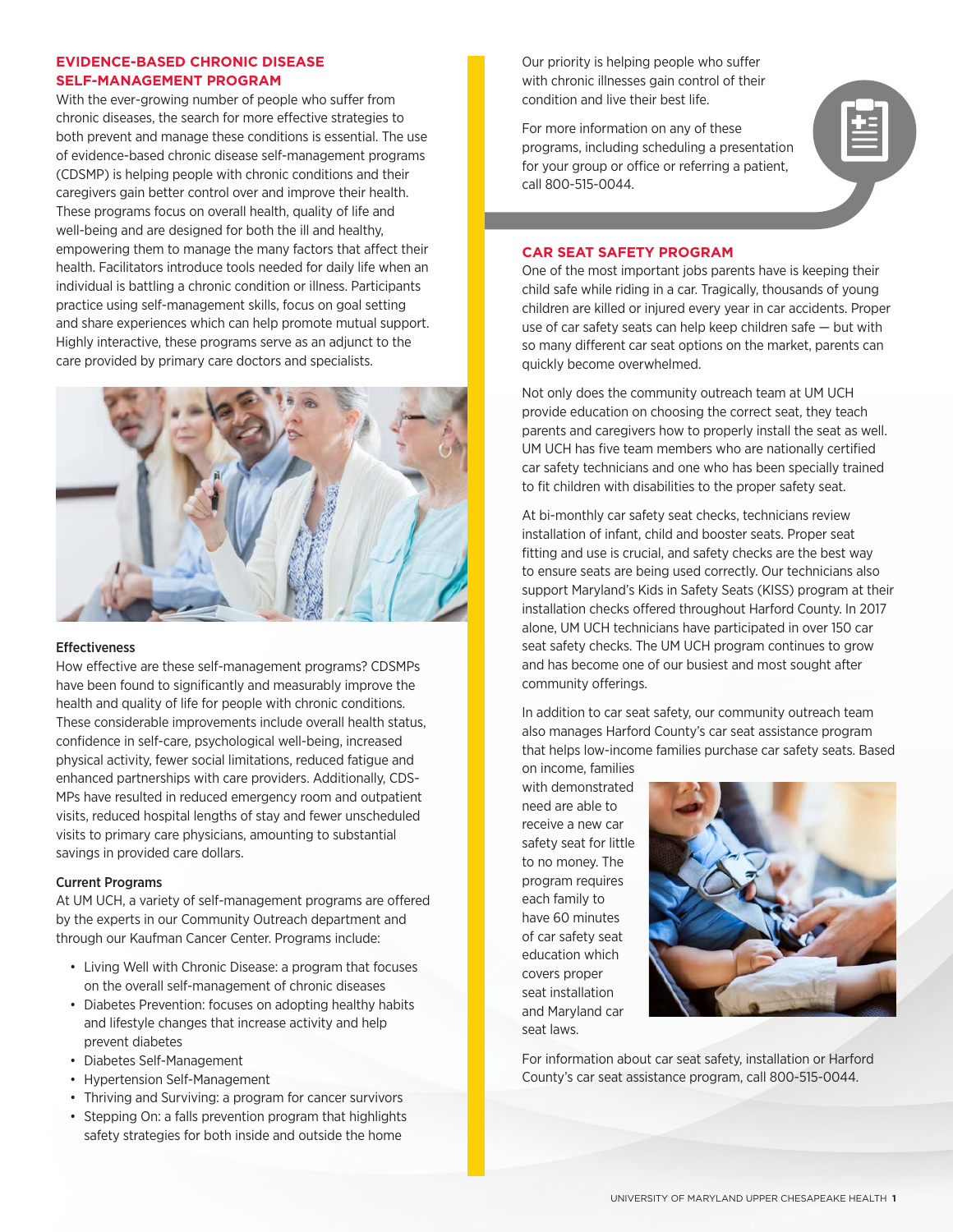## EVIDENCE-BASED CHRONIC DISEASE SELF-MANAGEMENT PROGRAM

With the ever-growing number of people who suffer from chronic diseases, the search for more effective strategies to both prevent and manage these conditions is essential. The use of evidence-based chronic disease self-management programs (CDSMP) is helping people with chronic conditions and their caregivers gain better control over and improve their health. These programs focus on overall health, quality of life and well-being and are designed for both the ill and healthy, empowering them to manage the many factors that affect their health. Facilitators introduce tools needed for daily life when an individual is battling a chronic condition or illness. Participants practice using self-management skills, focus on goal setting and share experiences which can help promote mutual support. Highly interactive, these programs serve as an adjunct to the care provided by primary care doctors and specialists.

### Effectiveness

How effective are these self-management programs? CDSMPs have been found to significantly and measurably improve the health and quality of life for people with chronic conditions. These considerable improvements include overall health status, confidence in self-care, psychological well-being, increased physical activity, fewer social limitations, reduced fatigue and enhanced partnerships with care providers. Additionally, CDSMPs have resulted in reduced emergency room and outpatient visits, reduced hospital lengths of stay and fewer unscheduled visits to primary care physicians, amounting to substantial savings in provided care dollars.

### Current Programs

At UM UCH, a variety of self-management programs are offered by the experts in our Community Outreach department and through our Kaufman Cancer Center. Programs include:

- Living Well with Chronic Disease: a program that focuses on the overall self-management of chronic diseases
- Diabetes Prevention: focuses on adopting healthy habits and lifestyle changes that increase activity and help prevent diabetes
- Diabetes Self-Management
- Hypertension Self-Management
- Thriving and Surviving: a program for cancer survivors
- Stepping On: a falls prevention program that highlights safety strategies for both inside and outside the home

Our priority is helping people who suffer with chronic illnesses gain control of their condition and live their best life.

For more information on any of these programs, including scheduling a presentation for your group or office or referring a patient, call 800-515-0044.

## CAR SEAT SAFETY PROGRAM

One of the most important jobs parents have is keeping their child safe while riding in a car. Tragically, thousands of young children are killed or injured every year in car accidents. Proper use of car safety seats can help keep children safe — but with so many different car seat options on the market, parents can quickly become overwhelmed.

Not only does the community outreach team at UM UCH provide education on choosing the correct seat, they teach parents and caregivers how to properly install the seat as well. UM UCH has five team members who are nationally certified car safety technicians and one who has been specially trained to fit children with disabilities to the proper safety seat.

At bi-monthly car safety seat checks, technicians review installation of infant, child and booster seats. Proper seat fitting and use is crucial, and safety checks are the best way to ensure seats are being used correctly. Our technicians also support Maryland's Kids in Safety Seats (KISS) program at their installation checks offered throughout Harford County. In 2017 alone, UM UCH technicians have participated in over 150 car seat safety checks. The UM UCH program continues to grow and has become one of our busiest and most sought after community offerings.

In addition to car seat safety, our community outreach team also manages Harford County's car seat assistance program that helps low-income families purchase car safety seats. Based on income, families with demonstrated need are able to receive a new car safety seat for little to no money. The program requires each family to have 60 minutes of car safety seat education which covers proper seat installation and Maryland car seat laws.

For information about car seat safety, installation or Harford County's car seat assistance program, call 800-515-0044.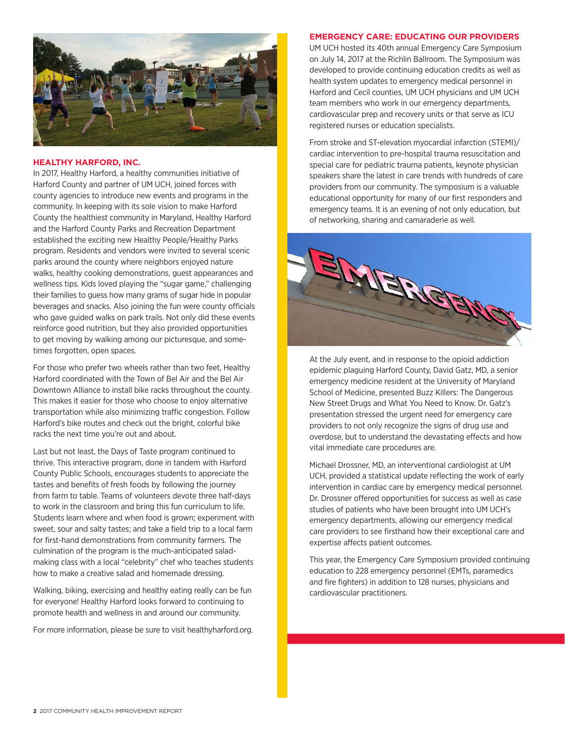## HEALTHY HARFORD, INC.

In 2017, Healthy Harford, a healthy communities initiative of Harford County and partner of UM UCH, joined forces with county agencies to introduce new events and programs in the community. In keeping with its sole vision to make Harford County the healthiest community in Maryland, Healthy Harford and the Harford County Parks and Recreation Department established the exciting new Healthy People/Healthy Parks program. Residents and vendors were invited to several scenic parks around the county where neighbors enjoyed nature walks, healthy cooking demonstrations, guest appearances and wellness tips. Kids loved playing the "sugar game," challenging their families to guess how many grams of sugar hide in popular beverages and snacks. Also joining the fun were county officials who gave guided walks on park trails. Not only did these events reinforce good nutrition, but they also provided opportunities to get moving by walking among our picturesque, and sometimes forgotten, open spaces.

For those who prefer two wheels rather than two feet, Healthy Harford coordinated with the Town of Bel Air and the Bel Air Downtown Alliance to install bike racks throughout the county. This makes it easier for those who choose to enjoy alternative transportation while also minimizing traffic congestion. Follow Harford's bike routes and check out the bright, colorful bike racks the next time you're out and about.

Last but not least, the Days of Taste program continued to thrive. This interactive program, done in tandem with Harford County Public Schools, encourages students to appreciate the tastes and benefits of fresh foods by following the journey from farm to table. Teams of volunteers devote three half-days to work in the classroom and bring this fun curriculum to life. Students learn where and when food is grown; experiment with sweet, sour and salty tastes; and take a field trip to a local farm for first-hand demonstrations from community farmers. The culmination of the program is the much-anticipated salad-making class with a local "celebrity" chef who teaches students how to make a creative salad and homemade dressing.

Walking, biking, exercising and healthy eating really can be fun for everyone! Healthy Harford looks forward to continuing to promote health and wellness in and around our community.

For more information, please be sure to visit healthyharford.org.

## EMERGENCY CARE: EDUCATING OUR PROVIDERS

UM UCH hosted its 40th annual Emergency Care Symposium on July 14, 2017 at the Richlin Ballroom. The Symposium was developed to provide continuing education credits as well as health system updates to emergency medical personnel in Harford and Cecil counties, UM UCH physicians and UM UCH team members who work in our emergency departments, cardiovascular prep and recovery units or that serve as ICU registered nurses or education specialists.

From stroke and ST-elevation myocardial infarction (STEMI)/ cardiac intervention to pre-hospital trauma resuscitation and special care for pediatric trauma patients, keynote physician speakers share the latest in care trends with hundreds of care providers from our community. The symposium is a valuable educational opportunity for many of our first responders and emergency teams. It is an evening of not only education, but of networking, sharing and camaraderie as well.

At the July event, and in response to the opioid addiction epidemic plaguing Harford County, David Gatz, MD, a senior emergency medicine resident at the University of Maryland School of Medicine, presented Buzz Killers: The Dangerous New Street Drugs and What You Need to Know. Dr. Gatz's presentation stressed the urgent need for emergency care providers to not only recognize the signs of drug use and overdose, but to understand the devastating effects and how vital immediate care procedures are.

Michael Drossner, MD, an interventional cardiologist at UM UCH, provided a statistical update reflecting the work of early intervention in cardiac care by emergency medical personnel. Dr. Drossner offered opportunities for success as well as case studies of patients who have been brought into UM UCH's emergency departments, allowing our emergency medical care providers to see firsthand how their exceptional care and expertise affects patient outcomes.

This year, the Emergency Care Symposium provided continuing education to 228 emergency personnel (EMTs, paramedics and fire fighters) in addition to 128 nurses, physicians and cardiovascular practitioners.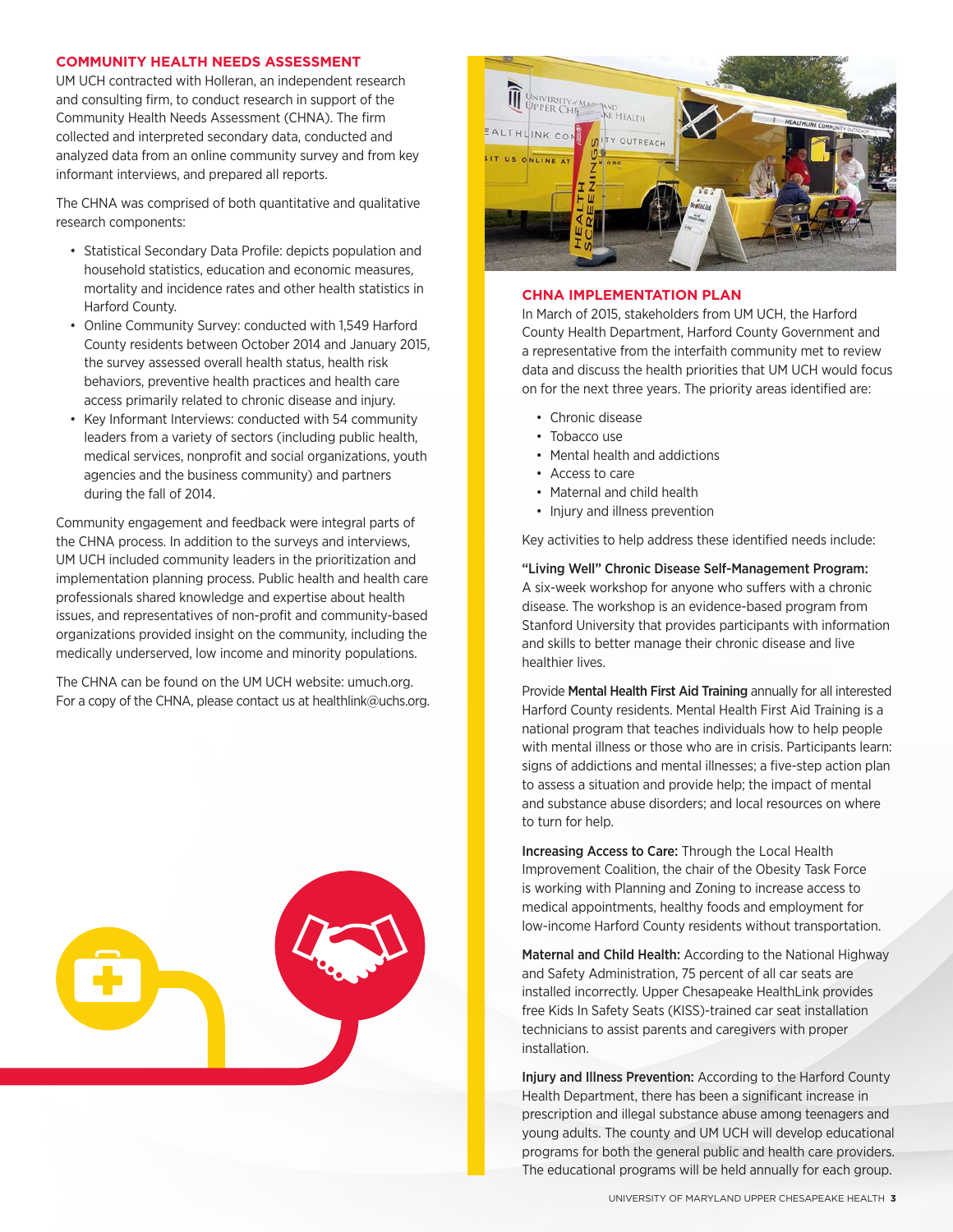## COMMUNITY HEALTH NEEDS ASSESSMENT

UM UCH contracted with Holleran, an independent research and consulting firm, to conduct research in support of the Community Health Needs Assessment (CHNA). The firm collected and interpreted secondary data, conducted and analyzed data from an online community survey and from key informant interviews, and prepared all reports.

The CHNA was comprised of both quantitative and qualitative research components:

- Statistical Secondary Data Profile: depicts population and household statistics, education and economic measures, mortality and incidence rates and other health statistics in Harford County.
- Online Community Survey: conducted with 1,549 Harford County residents between October 2014 and January 2015, the survey assessed overall health status, health risk behaviors, preventive health practices and health care access primarily related to chronic disease and injury.
- Key Informant Interviews: conducted with 54 community leaders from a variety of sectors (including public health, medical services, nonprofit and social organizations, youth agencies and the business community) and partners during the fall of 2014.

Community engagement and feedback were integral parts of the CHNA process. In addition to the surveys and interviews, UM UCH included community leaders in the prioritization and implementation planning process. Public health and health care professionals shared knowledge and expertise about health issues, and representatives of non-profit and community-based organizations provided insight on the community, including the medically underserved, low income and minority populations.

The CHNA can be found on the UM UCH website: umuch.org. For a copy of the CHNA, please contact us at healthlink@uchs.org.

## CHNA IMPLEMENTATION PLAN

In March of 2015, stakeholders from UM UCH, the Harford County Health Department, Harford County Government and a representative from the interfaith community met to review data and discuss the health priorities that UM UCH would focus on for the next three years. The priority areas identified are:

- Chronic disease
- Tobacco use
- Mental health and addictions
- Access to care
- Maternal and child health
- Injury and illness prevention

Key activities to help address these identified needs include:

**"Living Well" Chronic Disease Self-Management Program:** A six-week workshop for anyone who suffers with a chronic disease. The workshop is an evidence-based program from Stanford University that provides participants with information and skills to better manage their chronic disease and live healthier lives.

Provide **Mental Health First Aid Training** annually for all interested Harford County residents. Mental Health First Aid Training is a national program that teaches individuals how to help people with mental illness or those who are in crisis. Participants learn: signs of addictions and mental illnesses; a five-step action plan to assess a situation and provide help; the impact of mental and substance abuse disorders; and local resources on where to turn for help.

**Increasing Access to Care:** Through the Local Health Improvement Coalition, the chair of the Obesity Task Force is working with Planning and Zoning to increase access to medical appointments, healthy foods and employment for low-income Harford County residents without transportation.

**Maternal and Child Health:** According to the National Highway and Safety Administration, 75 percent of all car seats are installed incorrectly. Upper Chesapeake HealthLink provides free Kids In Safety Seats (KISS)-trained car seat installation technicians to assist parents and caregivers with proper installation.

**Injury and Illness Prevention:** According to the Harford County Health Department, there has been a significant increase in prescription and illegal substance abuse among teenagers and young adults. The county and UM UCH will develop educational programs for both the general public and health care providers. The educational programs will be held annually for each group.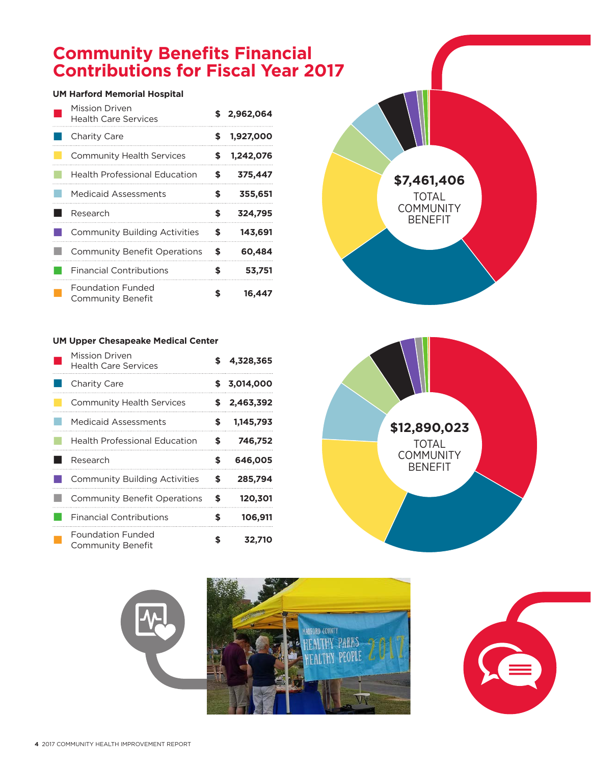# Community Benefits Financial Contributions for Fiscal Year 2017

### UM Harford Memorial Hospital

| Category | Amount |
|---|---|
| Mission Driven Health Care Services | $ 2,962,064 |
| Charity Care | $ 1,927,000 |
| Community Health Services | $ 1,242,076 |
| Health Professional Education | $ 375,447 |
| Medicaid Assessments | $ 355,651 |
| Research | $ 324,795 |
| Community Building Activities | $ 143,691 |
| Community Benefit Operations | $ 60,484 |
| Financial Contributions | $ 53,751 |
| Foundation Funded Community Benefit | $ 16,447 |

**$7,461,406** TOTAL COMMUNITY BENEFIT

### UM Upper Chesapeake Medical Center

| Category | Amount |
|---|---|
| Mission Driven Health Care Services | $ 4,328,365 |
| Charity Care | $ 3,014,000 |
| Community Health Services | $ 2,463,392 |
| Medicaid Assessments | $ 1,145,793 |
| Health Professional Education | $ 746,752 |
| Research | $ 646,005 |
| Community Building Activities | $ 285,794 |
| Community Benefit Operations | $ 120,301 |
| Financial Contributions | $ 106,911 |
| Foundation Funded Community Benefit | $ 32,710 |

**$12,890,023** TOTAL COMMUNITY BENEFIT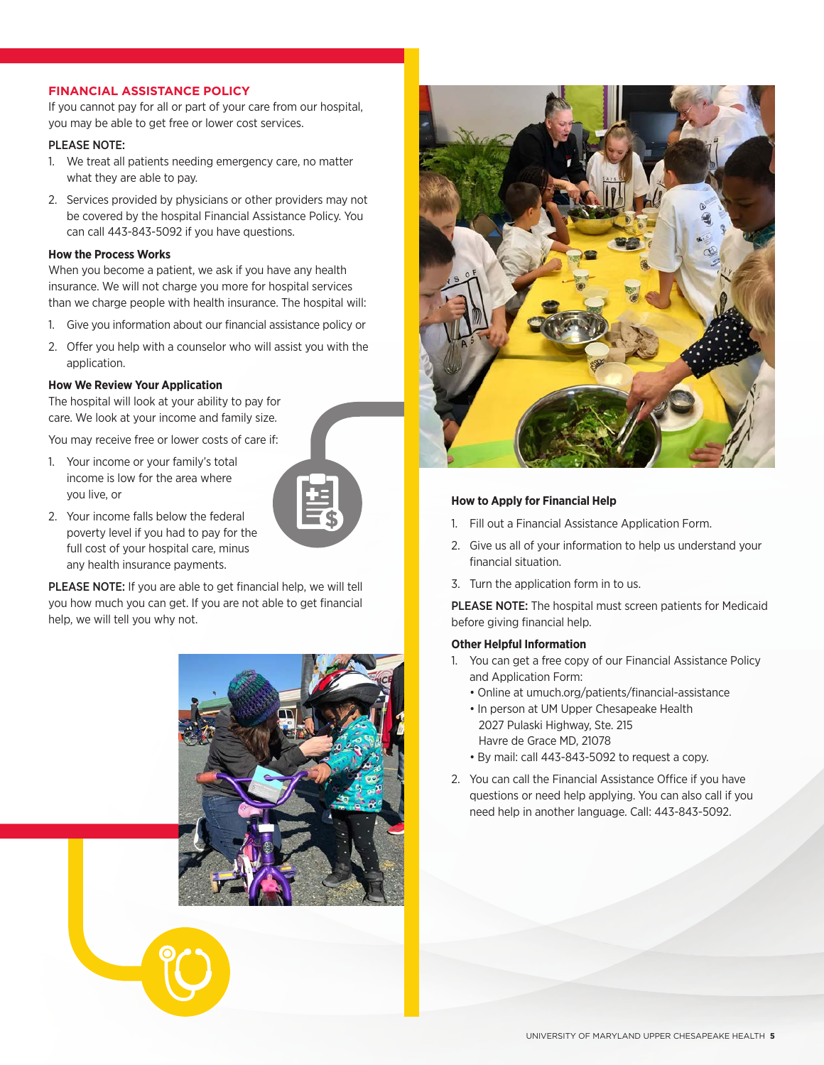## FINANCIAL ASSISTANCE POLICY

If you cannot pay for all or part of your care from our hospital, you may be able to get free or lower cost services.

PLEASE NOTE:

1. We treat all patients needing emergency care, no matter what they are able to pay.
2. Services provided by physicians or other providers may not be covered by the hospital Financial Assistance Policy. You can call 443-843-5092 if you have questions.

### How the Process Works

When you become a patient, we ask if you have any health insurance. We will not charge you more for hospital services than we charge people with health insurance. The hospital will:

1. Give you information about our financial assistance policy or
2. Offer you help with a counselor who will assist you with the application.

### How We Review Your Application

The hospital will look at your ability to pay for care. We look at your income and family size.

You may receive free or lower costs of care if:

1. Your income or your family's total income is low for the area where you live, or
2. Your income falls below the federal poverty level if you had to pay for the full cost of your hospital care, minus any health insurance payments.

**PLEASE NOTE:** If you are able to get financial help, we will tell you how much you can get. If you are not able to get financial help, we will tell you why not.

### How to Apply for Financial Help

1. Fill out a Financial Assistance Application Form.
2. Give us all of your information to help us understand your financial situation.
3. Turn the application form in to us.

**PLEASE NOTE:** The hospital must screen patients for Medicaid before giving financial help.

### Other Helpful Information

1. You can get a free copy of our Financial Assistance Policy and Application Form:
   - Online at umuch.org/patients/financial-assistance
   - In person at UM Upper Chesapeake Health
     2027 Pulaski Highway, Ste. 215
     Havre de Grace MD, 21078
   - By mail: call 443-843-5092 to request a copy.
2. You can call the Financial Assistance Office if you have questions or need help applying. You can also call if you need help in another language. Call: 443-843-5092.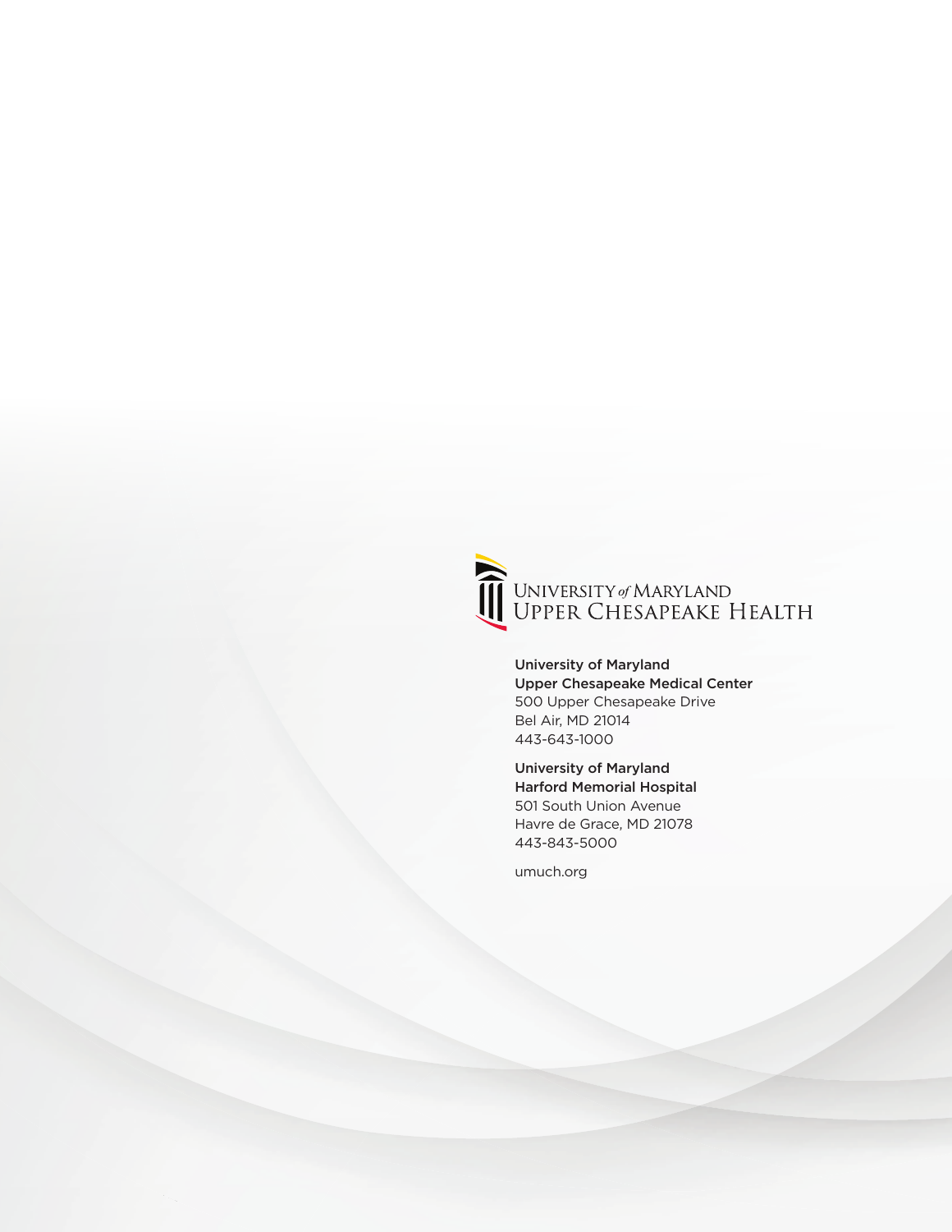UNIVERSITY of MARYLAND
UPPER CHESAPEAKE HEALTH

**University of Maryland**
**Upper Chesapeake Medical Center**
500 Upper Chesapeake Drive
Bel Air, MD 21014
443-643-1000

**University of Maryland**
**Harford Memorial Hospital**
501 South Union Avenue
Havre de Grace, MD 21078
443-843-5000

umuch.org